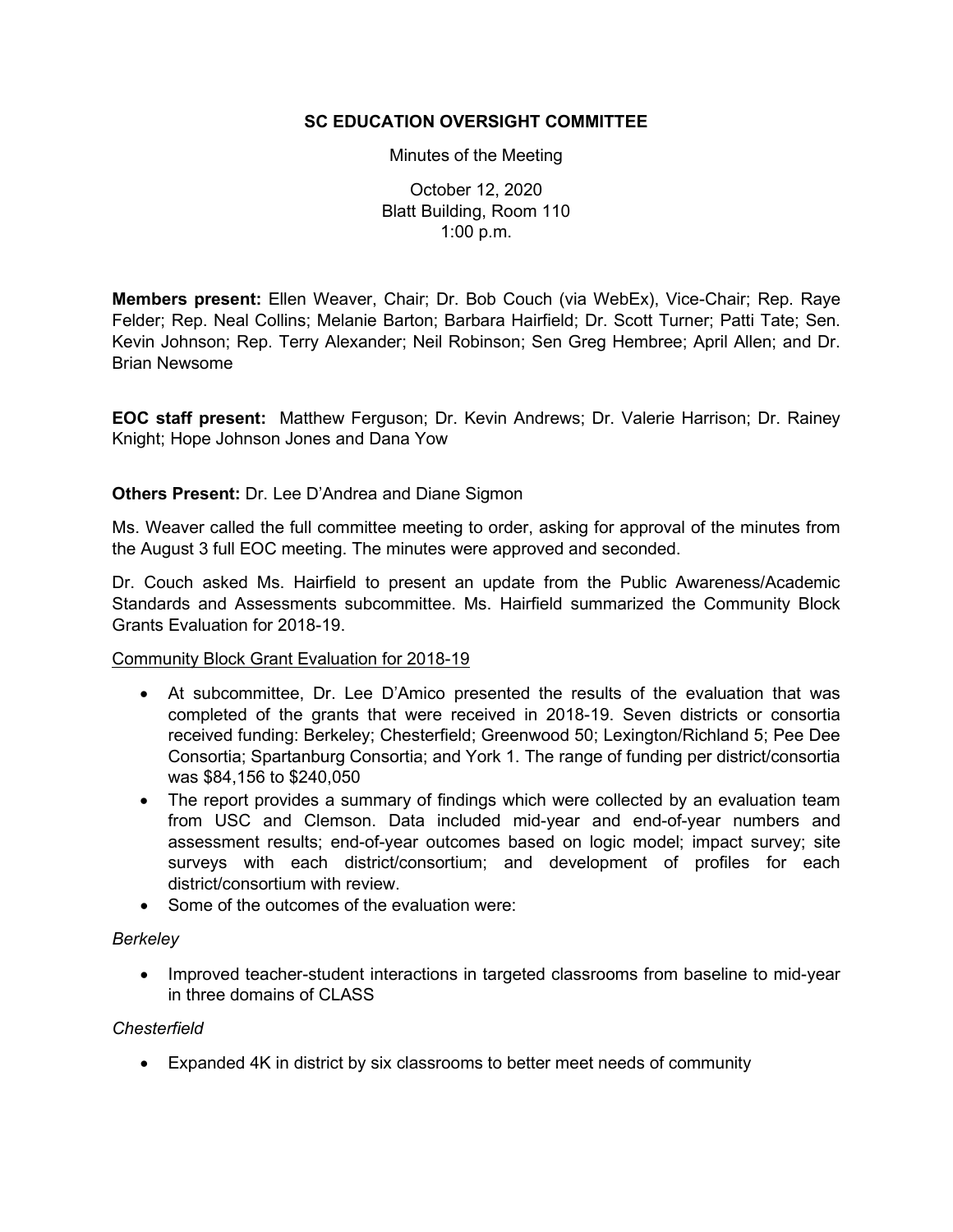**SC EDUCATION OVERSIGHT COMMITTEE**

Minutes of the Meeting

October 12, 2020
Blatt Building, Room 110
1:00 p.m.

**Members present:** Ellen Weaver, Chair; Dr. Bob Couch (via WebEx), Vice-Chair; Rep. Raye Felder; Rep. Neal Collins; Melanie Barton; Barbara Hairfield; Dr. Scott Turner; Patti Tate; Sen. Kevin Johnson; Rep. Terry Alexander; Neil Robinson; Sen Greg Hembree; April Allen; and Dr. Brian Newsome

**EOC staff present:** Matthew Ferguson; Dr. Kevin Andrews; Dr. Valerie Harrison; Dr. Rainey Knight; Hope Johnson Jones and Dana Yow

**Others Present:** Dr. Lee D'Andrea and Diane Sigmon

Ms. Weaver called the full committee meeting to order, asking for approval of the minutes from the August 3 full EOC meeting. The minutes were approved and seconded.

Dr. Couch asked Ms. Hairfield to present an update from the Public Awareness/Academic Standards and Assessments subcommittee. Ms. Hairfield summarized the Community Block Grants Evaluation for 2018-19.

Community Block Grant Evaluation for 2018-19

- At subcommittee, Dr. Lee D'Amico presented the results of the evaluation that was completed of the grants that were received in 2018-19. Seven districts or consortia received funding: Berkeley; Chesterfield; Greenwood 50; Lexington/Richland 5; Pee Dee Consortia; Spartanburg Consortia; and York 1. The range of funding per district/consortia was $84,156 to $240,050
- The report provides a summary of findings which were collected by an evaluation team from USC and Clemson. Data included mid-year and end-of-year numbers and assessment results; end-of-year outcomes based on logic model; impact survey; site surveys with each district/consortium; and development of profiles for each district/consortium with review.
- Some of the outcomes of the evaluation were:

*Berkeley*

- Improved teacher-student interactions in targeted classrooms from baseline to mid-year in three domains of CLASS

*Chesterfield*

- Expanded 4K in district by six classrooms to better meet needs of community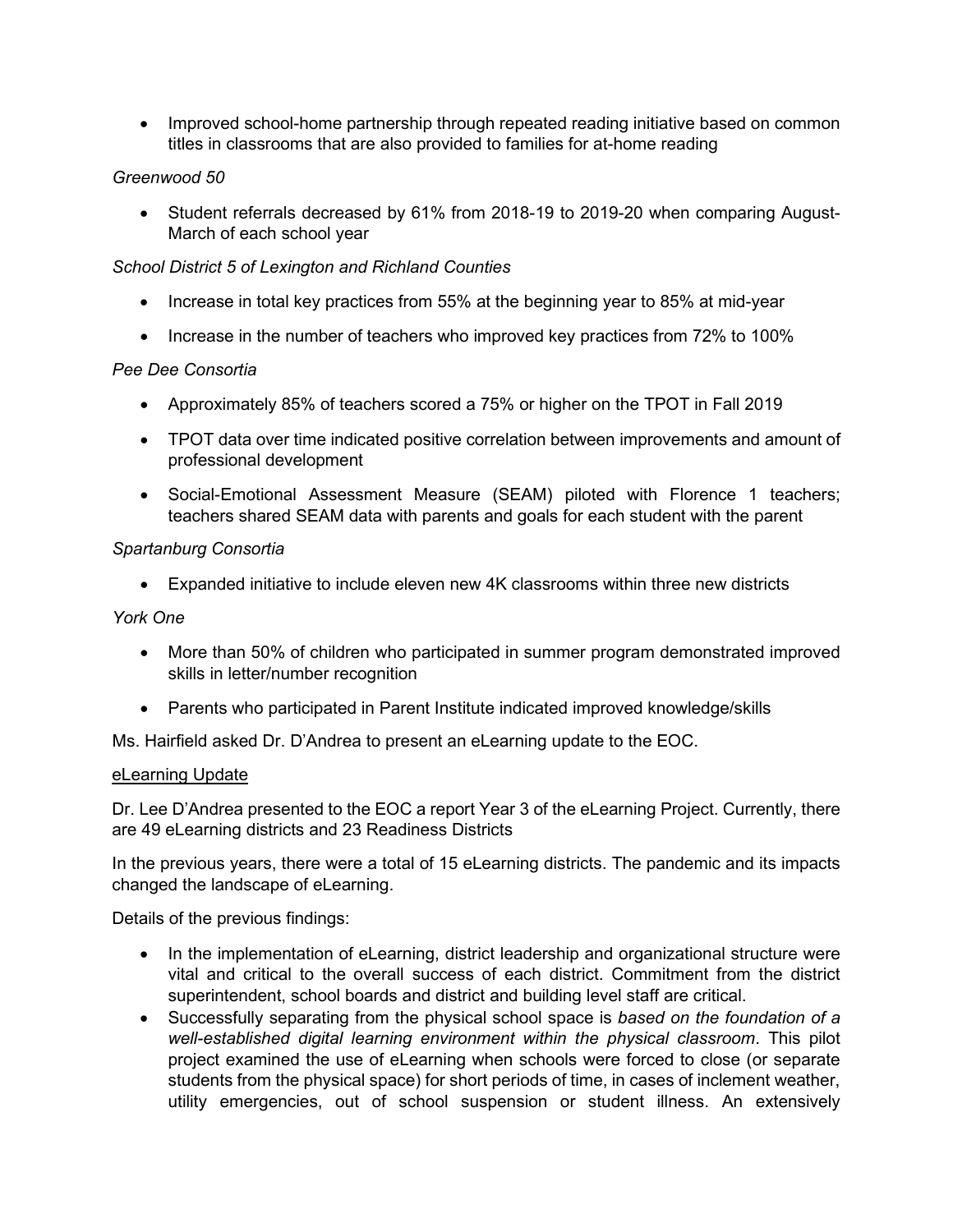- Improved school-home partnership through repeated reading initiative based on common titles in classrooms that are also provided to families for at-home reading

*Greenwood 50*

- Student referrals decreased by 61% from 2018-19 to 2019-20 when comparing August-March of each school year

*School District 5 of Lexington and Richland Counties*

- Increase in total key practices from 55% at the beginning year to 85% at mid-year
- Increase in the number of teachers who improved key practices from 72% to 100%

*Pee Dee Consortia*

- Approximately 85% of teachers scored a 75% or higher on the TPOT in Fall 2019
- TPOT data over time indicated positive correlation between improvements and amount of professional development
- Social-Emotional Assessment Measure (SEAM) piloted with Florence 1 teachers; teachers shared SEAM data with parents and goals for each student with the parent

*Spartanburg Consortia*

- Expanded initiative to include eleven new 4K classrooms within three new districts

*York One*

- More than 50% of children who participated in summer program demonstrated improved skills in letter/number recognition
- Parents who participated in Parent Institute indicated improved knowledge/skills

Ms. Hairfield asked Dr. D'Andrea to present an eLearning update to the EOC.

<u>eLearning Update</u>

Dr. Lee D'Andrea presented to the EOC a report Year 3 of the eLearning Project. Currently, there are 49 eLearning districts and 23 Readiness Districts

In the previous years, there were a total of 15 eLearning districts. The pandemic and its impacts changed the landscape of eLearning.

Details of the previous findings:

- In the implementation of eLearning, district leadership and organizational structure were vital and critical to the overall success of each district. Commitment from the district superintendent, school boards and district and building level staff are critical.
- Successfully separating from the physical school space is *based on the foundation of a well-established digital learning environment within the physical classroom*. This pilot project examined the use of eLearning when schools were forced to close (or separate students from the physical space) for short periods of time, in cases of inclement weather, utility emergencies, out of school suspension or student illness. An extensively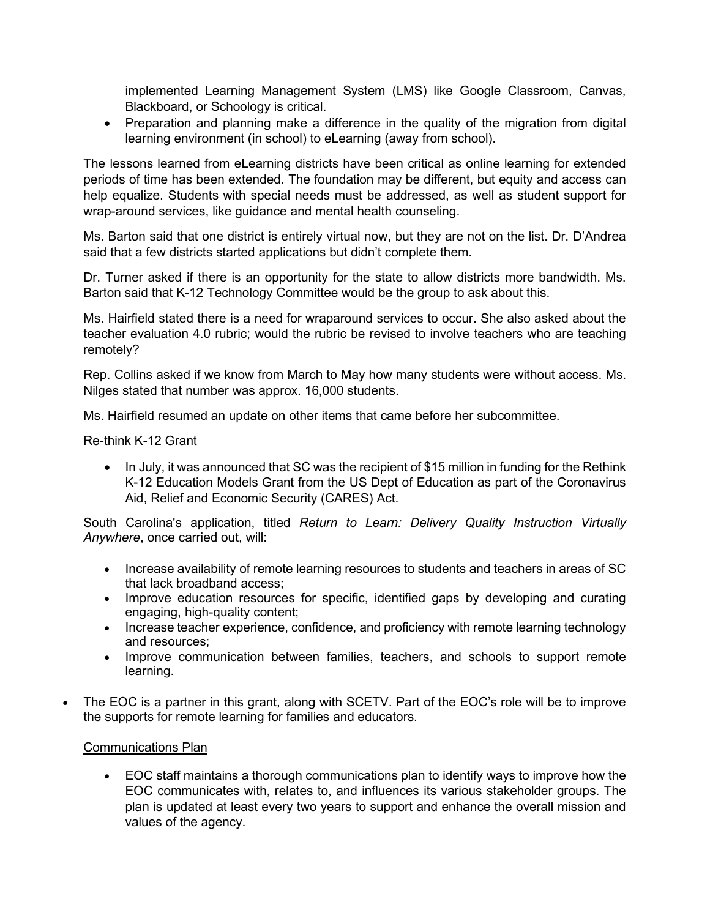implemented Learning Management System (LMS) like Google Classroom, Canvas, Blackboard, or Schoology is critical.
- Preparation and planning make a difference in the quality of the migration from digital learning environment (in school) to eLearning (away from school).

The lessons learned from eLearning districts have been critical as online learning for extended periods of time has been extended. The foundation may be different, but equity and access can help equalize. Students with special needs must be addressed, as well as student support for wrap-around services, like guidance and mental health counseling.

Ms. Barton said that one district is entirely virtual now, but they are not on the list. Dr. D'Andrea said that a few districts started applications but didn't complete them.

Dr. Turner asked if there is an opportunity for the state to allow districts more bandwidth. Ms. Barton said that K-12 Technology Committee would be the group to ask about this.

Ms. Hairfield stated there is a need for wraparound services to occur. She also asked about the teacher evaluation 4.0 rubric; would the rubric be revised to involve teachers who are teaching remotely?

Rep. Collins asked if we know from March to May how many students were without access. Ms. Nilges stated that number was approx. 16,000 students.

Ms. Hairfield resumed an update on other items that came before her subcommittee.

Re-think K-12 Grant

- In July, it was announced that SC was the recipient of $15 million in funding for the Rethink K-12 Education Models Grant from the US Dept of Education as part of the Coronavirus Aid, Relief and Economic Security (CARES) Act.

South Carolina's application, titled *Return to Learn: Delivery Quality Instruction Virtually Anywhere*, once carried out, will:

- Increase availability of remote learning resources to students and teachers in areas of SC that lack broadband access;
- Improve education resources for specific, identified gaps by developing and curating engaging, high-quality content;
- Increase teacher experience, confidence, and proficiency with remote learning technology and resources;
- Improve communication between families, teachers, and schools to support remote learning.

- The EOC is a partner in this grant, along with SCETV. Part of the EOC's role will be to improve the supports for remote learning for families and educators.

Communications Plan

- EOC staff maintains a thorough communications plan to identify ways to improve how the EOC communicates with, relates to, and influences its various stakeholder groups. The plan is updated at least every two years to support and enhance the overall mission and values of the agency.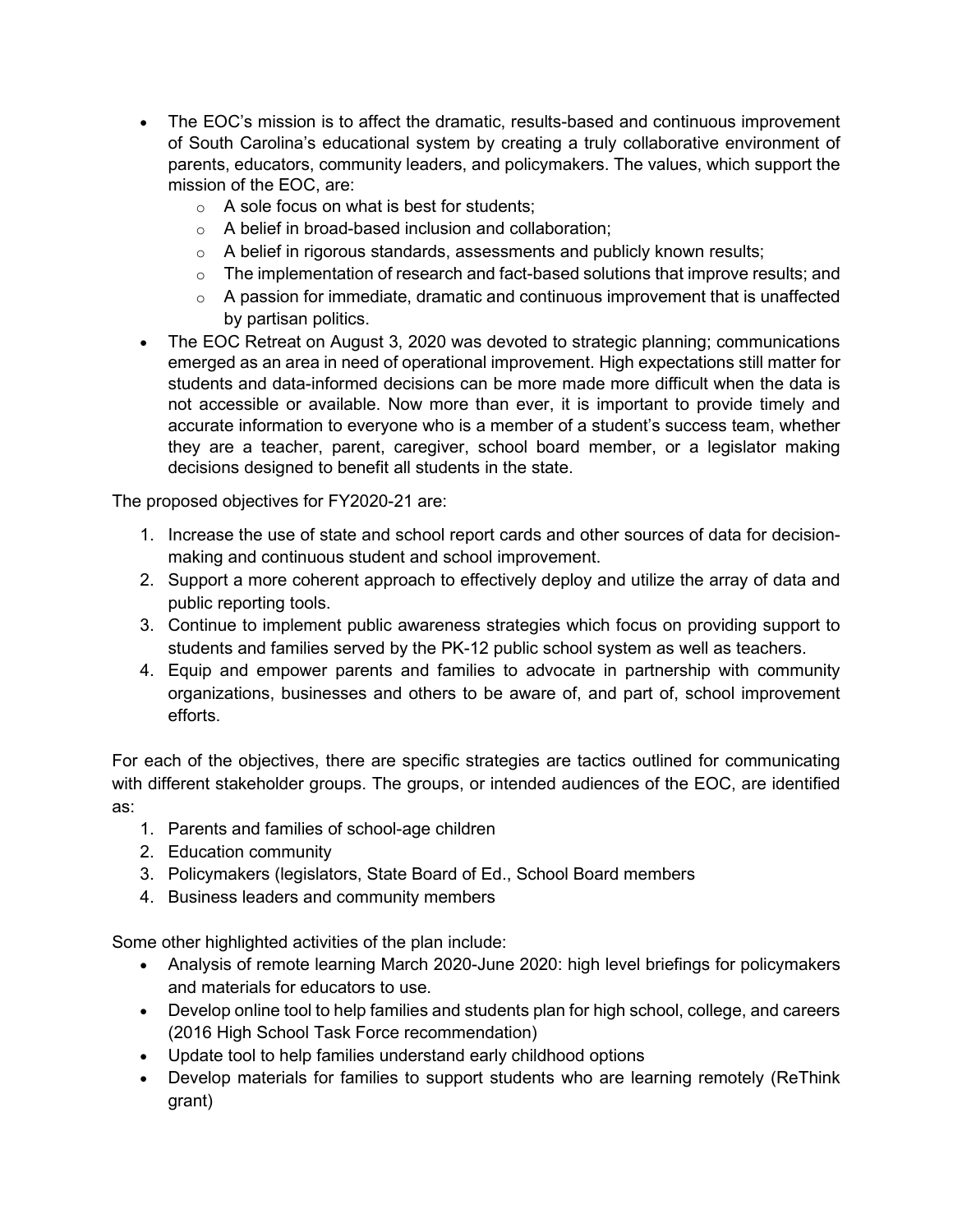- The EOC's mission is to affect the dramatic, results-based and continuous improvement of South Carolina's educational system by creating a truly collaborative environment of parents, educators, community leaders, and policymakers. The values, which support the mission of the EOC, are:
  - A sole focus on what is best for students;
  - A belief in broad-based inclusion and collaboration;
  - A belief in rigorous standards, assessments and publicly known results;
  - The implementation of research and fact-based solutions that improve results; and
  - A passion for immediate, dramatic and continuous improvement that is unaffected by partisan politics.
- The EOC Retreat on August 3, 2020 was devoted to strategic planning; communications emerged as an area in need of operational improvement. High expectations still matter for students and data-informed decisions can be more made more difficult when the data is not accessible or available. Now more than ever, it is important to provide timely and accurate information to everyone who is a member of a student's success team, whether they are a teacher, parent, caregiver, school board member, or a legislator making decisions designed to benefit all students in the state.

The proposed objectives for FY2020-21 are:

1. Increase the use of state and school report cards and other sources of data for decision-making and continuous student and school improvement.
2. Support a more coherent approach to effectively deploy and utilize the array of data and public reporting tools.
3. Continue to implement public awareness strategies which focus on providing support to students and families served by the PK-12 public school system as well as teachers.
4. Equip and empower parents and families to advocate in partnership with community organizations, businesses and others to be aware of, and part of, school improvement efforts.

For each of the objectives, there are specific strategies are tactics outlined for communicating with different stakeholder groups. The groups, or intended audiences of the EOC, are identified as:

1. Parents and families of school-age children
2. Education community
3. Policymakers (legislators, State Board of Ed., School Board members
4. Business leaders and community members

Some other highlighted activities of the plan include:

- Analysis of remote learning March 2020-June 2020: high level briefings for policymakers and materials for educators to use.
- Develop online tool to help families and students plan for high school, college, and careers (2016 High School Task Force recommendation)
- Update tool to help families understand early childhood options
- Develop materials for families to support students who are learning remotely (ReThink grant)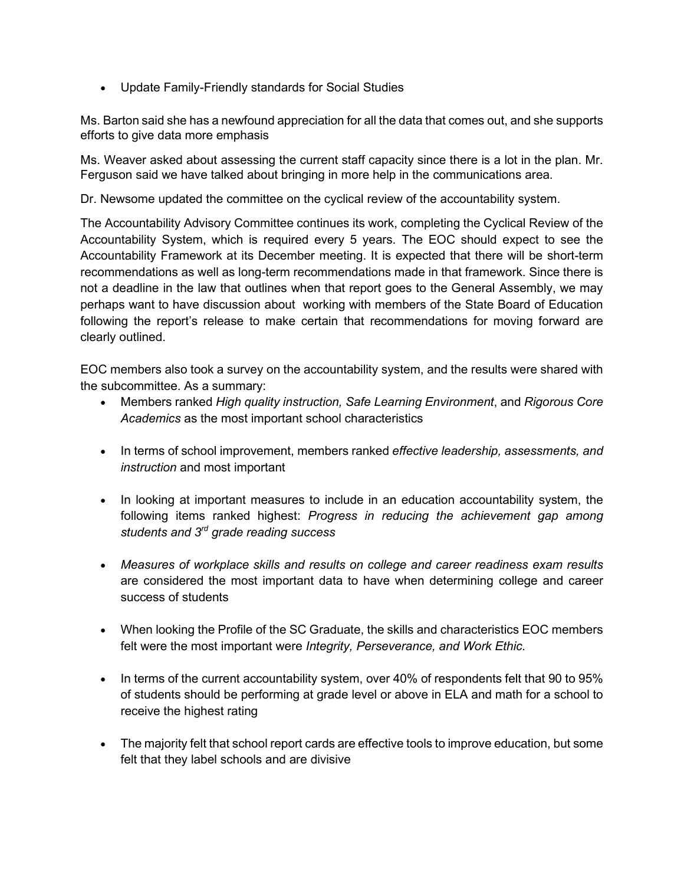- Update Family-Friendly standards for Social Studies

Ms. Barton said she has a newfound appreciation for all the data that comes out, and she supports efforts to give data more emphasis

Ms. Weaver asked about assessing the current staff capacity since there is a lot in the plan. Mr. Ferguson said we have talked about bringing in more help in the communications area.

Dr. Newsome updated the committee on the cyclical review of the accountability system.

The Accountability Advisory Committee continues its work, completing the Cyclical Review of the Accountability System, which is required every 5 years. The EOC should expect to see the Accountability Framework at its December meeting. It is expected that there will be short-term recommendations as well as long-term recommendations made in that framework. Since there is not a deadline in the law that outlines when that report goes to the General Assembly, we may perhaps want to have discussion about working with members of the State Board of Education following the report's release to make certain that recommendations for moving forward are clearly outlined.

EOC members also took a survey on the accountability system, and the results were shared with the subcommittee. As a summary:

- Members ranked *High quality instruction, Safe Learning Environment*, and *Rigorous Core Academics* as the most important school characteristics

- In terms of school improvement, members ranked *effective leadership, assessments, and instruction* and most important

- In looking at important measures to include in an education accountability system, the following items ranked highest: *Progress in reducing the achievement gap among students and 3rd grade reading success*

- *Measures of workplace skills and results on college and career readiness exam results* are considered the most important data to have when determining college and career success of students

- When looking the Profile of the SC Graduate, the skills and characteristics EOC members felt were the most important were *Integrity, Perseverance, and Work Ethic.*

- In terms of the current accountability system, over 40% of respondents felt that 90 to 95% of students should be performing at grade level or above in ELA and math for a school to receive the highest rating

- The majority felt that school report cards are effective tools to improve education, but some felt that they label schools and are divisive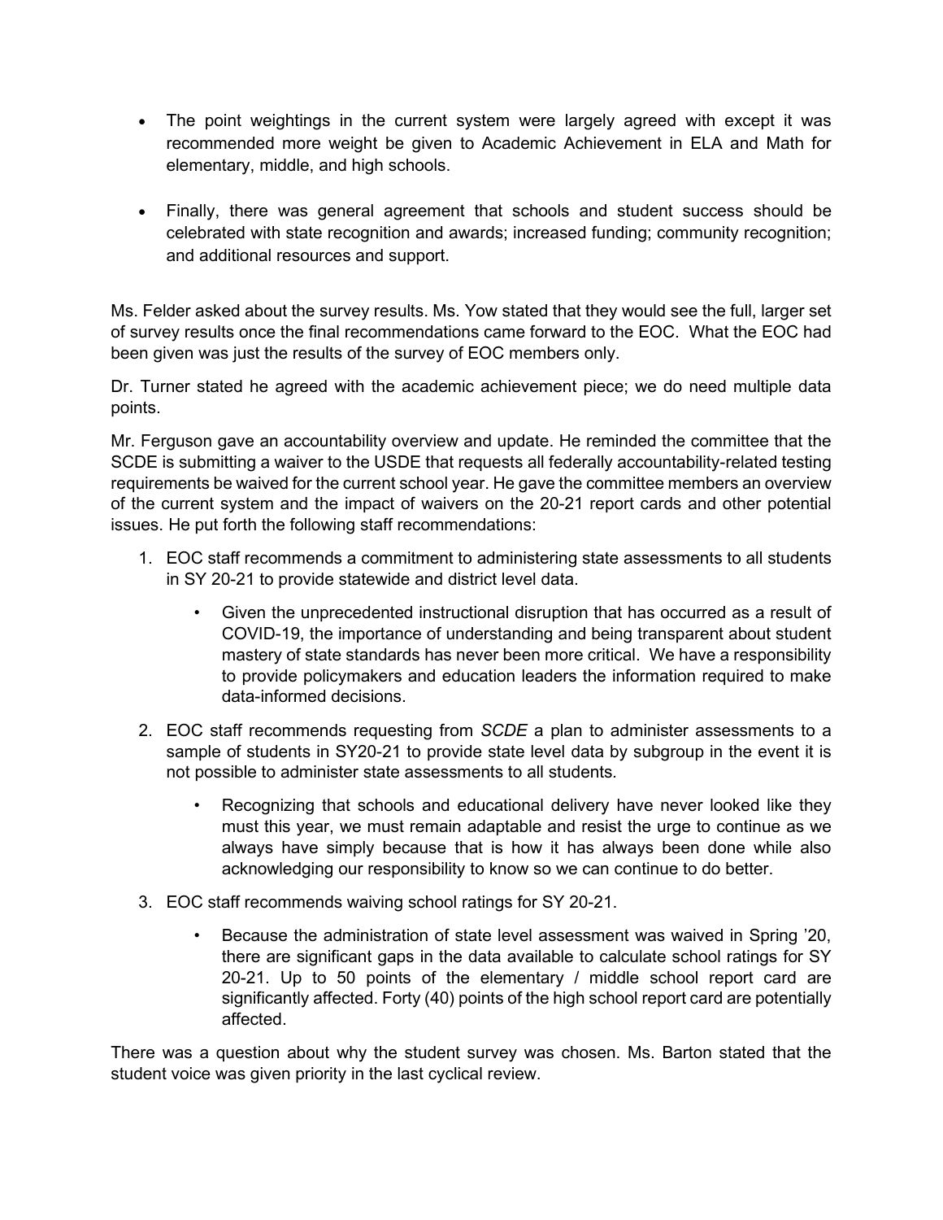- The point weightings in the current system were largely agreed with except it was recommended more weight be given to Academic Achievement in ELA and Math for elementary, middle, and high schools.

- Finally, there was general agreement that schools and student success should be celebrated with state recognition and awards; increased funding; community recognition; and additional resources and support.

Ms. Felder asked about the survey results. Ms. Yow stated that they would see the full, larger set of survey results once the final recommendations came forward to the EOC. What the EOC had been given was just the results of the survey of EOC members only.

Dr. Turner stated he agreed with the academic achievement piece; we do need multiple data points.

Mr. Ferguson gave an accountability overview and update. He reminded the committee that the SCDE is submitting a waiver to the USDE that requests all federally accountability-related testing requirements be waived for the current school year. He gave the committee members an overview of the current system and the impact of waivers on the 20-21 report cards and other potential issues. He put forth the following staff recommendations:

1. EOC staff recommends a commitment to administering state assessments to all students in SY 20-21 to provide statewide and district level data.
    - Given the unprecedented instructional disruption that has occurred as a result of COVID-19, the importance of understanding and being transparent about student mastery of state standards has never been more critical. We have a responsibility to provide policymakers and education leaders the information required to make data-informed decisions.
2. EOC staff recommends requesting from *SCDE* a plan to administer assessments to a sample of students in SY20-21 to provide state level data by subgroup in the event it is not possible to administer state assessments to all students.
    - Recognizing that schools and educational delivery have never looked like they must this year, we must remain adaptable and resist the urge to continue as we always have simply because that is how it has always been done while also acknowledging our responsibility to know so we can continue to do better.
3. EOC staff recommends waiving school ratings for SY 20-21.
    - Because the administration of state level assessment was waived in Spring '20, there are significant gaps in the data available to calculate school ratings for SY 20-21. Up to 50 points of the elementary / middle school report card are significantly affected. Forty (40) points of the high school report card are potentially affected.

There was a question about why the student survey was chosen. Ms. Barton stated that the student voice was given priority in the last cyclical review.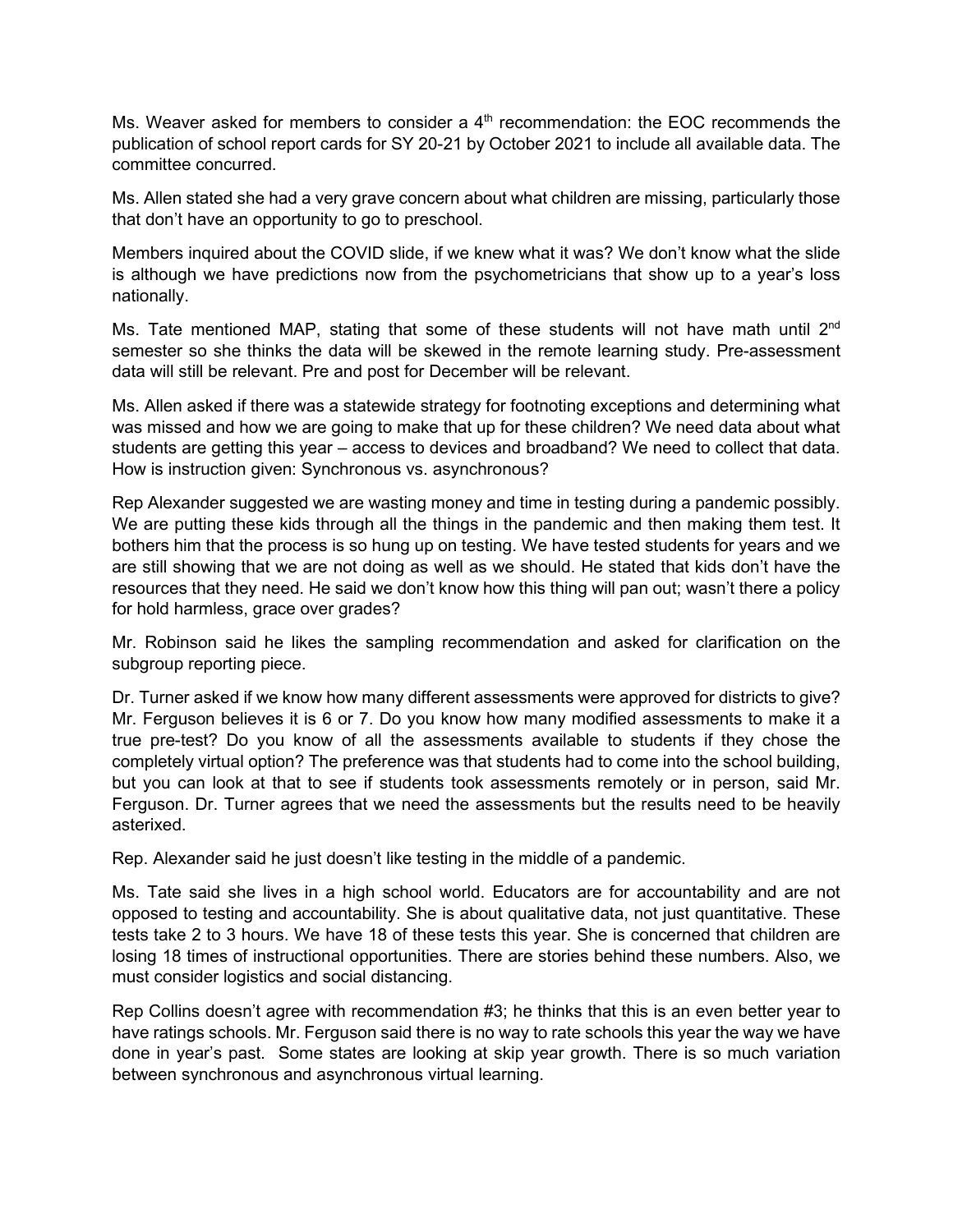Ms. Weaver asked for members to consider a 4th recommendation: the EOC recommends the publication of school report cards for SY 20-21 by October 2021 to include all available data. The committee concurred.

Ms. Allen stated she had a very grave concern about what children are missing, particularly those that don't have an opportunity to go to preschool.

Members inquired about the COVID slide, if we knew what it was? We don't know what the slide is although we have predictions now from the psychometricians that show up to a year's loss nationally.

Ms. Tate mentioned MAP, stating that some of these students will not have math until 2nd semester so she thinks the data will be skewed in the remote learning study. Pre-assessment data will still be relevant. Pre and post for December will be relevant.

Ms. Allen asked if there was a statewide strategy for footnoting exceptions and determining what was missed and how we are going to make that up for these children? We need data about what students are getting this year – access to devices and broadband? We need to collect that data. How is instruction given: Synchronous vs. asynchronous?

Rep Alexander suggested we are wasting money and time in testing during a pandemic possibly. We are putting these kids through all the things in the pandemic and then making them test. It bothers him that the process is so hung up on testing. We have tested students for years and we are still showing that we are not doing as well as we should. He stated that kids don't have the resources that they need. He said we don't know how this thing will pan out; wasn't there a policy for hold harmless, grace over grades?

Mr. Robinson said he likes the sampling recommendation and asked for clarification on the subgroup reporting piece.

Dr. Turner asked if we know how many different assessments were approved for districts to give? Mr. Ferguson believes it is 6 or 7. Do you know how many modified assessments to make it a true pre-test? Do you know of all the assessments available to students if they chose the completely virtual option? The preference was that students had to come into the school building, but you can look at that to see if students took assessments remotely or in person, said Mr. Ferguson. Dr. Turner agrees that we need the assessments but the results need to be heavily asterixed.

Rep. Alexander said he just doesn't like testing in the middle of a pandemic.

Ms. Tate said she lives in a high school world. Educators are for accountability and are not opposed to testing and accountability. She is about qualitative data, not just quantitative. These tests take 2 to 3 hours. We have 18 of these tests this year. She is concerned that children are losing 18 times of instructional opportunities. There are stories behind these numbers. Also, we must consider logistics and social distancing.

Rep Collins doesn't agree with recommendation #3; he thinks that this is an even better year to have ratings schools. Mr. Ferguson said there is no way to rate schools this year the way we have done in year's past. Some states are looking at skip year growth. There is so much variation between synchronous and asynchronous virtual learning.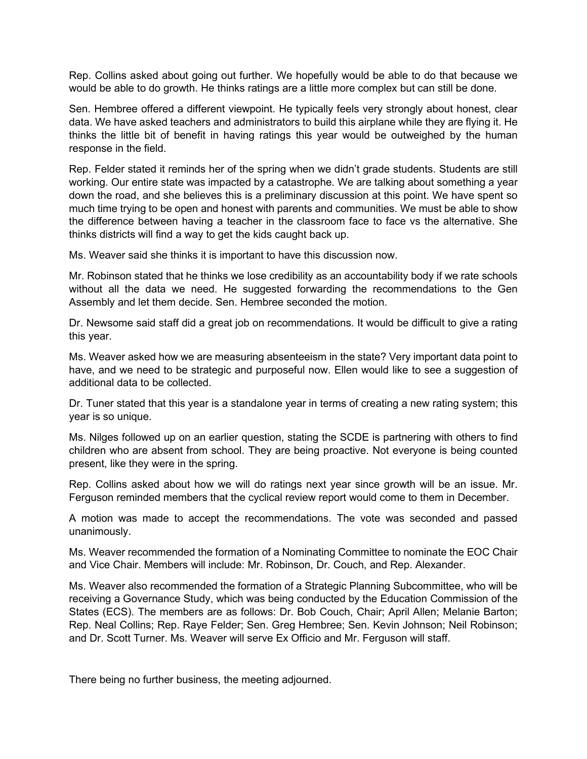Rep. Collins asked about going out further. We hopefully would be able to do that because we would be able to do growth. He thinks ratings are a little more complex but can still be done.

Sen. Hembree offered a different viewpoint. He typically feels very strongly about honest, clear data. We have asked teachers and administrators to build this airplane while they are flying it. He thinks the little bit of benefit in having ratings this year would be outweighed by the human response in the field.

Rep. Felder stated it reminds her of the spring when we didn't grade students. Students are still working. Our entire state was impacted by a catastrophe. We are talking about something a year down the road, and she believes this is a preliminary discussion at this point. We have spent so much time trying to be open and honest with parents and communities. We must be able to show the difference between having a teacher in the classroom face to face vs the alternative. She thinks districts will find a way to get the kids caught back up.

Ms. Weaver said she thinks it is important to have this discussion now.

Mr. Robinson stated that he thinks we lose credibility as an accountability body if we rate schools without all the data we need. He suggested forwarding the recommendations to the Gen Assembly and let them decide. Sen. Hembree seconded the motion.

Dr. Newsome said staff did a great job on recommendations. It would be difficult to give a rating this year.

Ms. Weaver asked how we are measuring absenteeism in the state? Very important data point to have, and we need to be strategic and purposeful now. Ellen would like to see a suggestion of additional data to be collected.

Dr. Tuner stated that this year is a standalone year in terms of creating a new rating system; this year is so unique.

Ms. Nilges followed up on an earlier question, stating the SCDE is partnering with others to find children who are absent from school. They are being proactive. Not everyone is being counted present, like they were in the spring.

Rep. Collins asked about how we will do ratings next year since growth will be an issue. Mr. Ferguson reminded members that the cyclical review report would come to them in December.

A motion was made to accept the recommendations. The vote was seconded and passed unanimously.

Ms. Weaver recommended the formation of a Nominating Committee to nominate the EOC Chair and Vice Chair. Members will include: Mr. Robinson, Dr. Couch, and Rep. Alexander.

Ms. Weaver also recommended the formation of a Strategic Planning Subcommittee, who will be receiving a Governance Study, which was being conducted by the Education Commission of the States (ECS). The members are as follows: Dr. Bob Couch, Chair; April Allen; Melanie Barton; Rep. Neal Collins; Rep. Raye Felder; Sen. Greg Hembree; Sen. Kevin Johnson; Neil Robinson; and Dr. Scott Turner. Ms. Weaver will serve Ex Officio and Mr. Ferguson will staff.

There being no further business, the meeting adjourned.